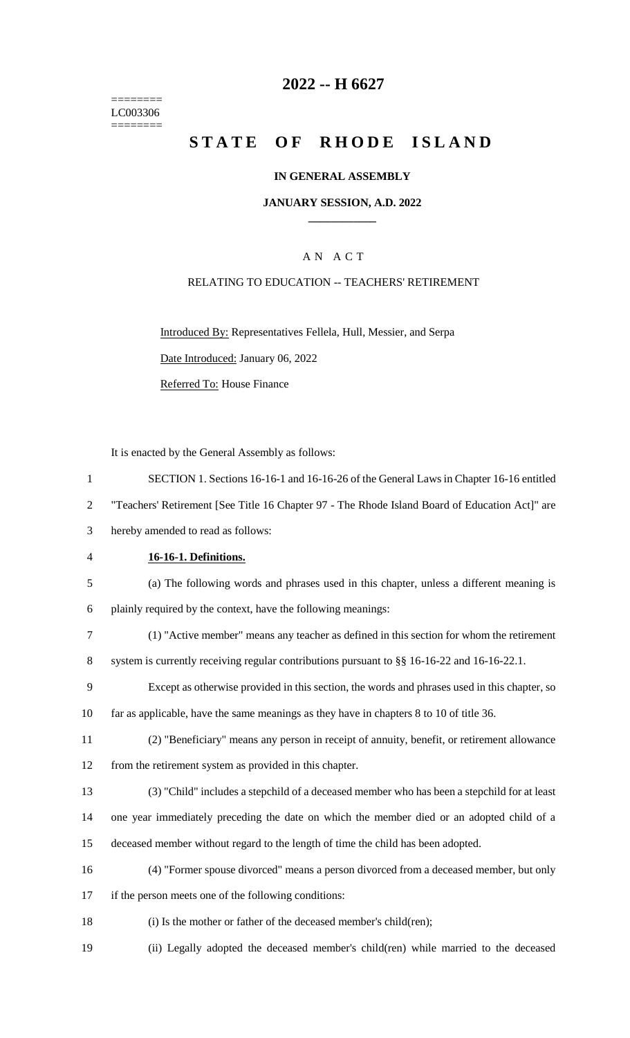========
LC003306
========

# 2022 -- H 6627

# STATE OF RHODE ISLAND

**IN GENERAL ASSEMBLY**

**JANUARY SESSION, A.D. 2022**

A N A C T

RELATING TO EDUCATION -- TEACHERS' RETIREMENT

Introduced By: Representatives Fellela, Hull, Messier, and Serpa

Date Introduced: January 06, 2022

Referred To: House Finance

It is enacted by the General Assembly as follows:

1 SECTION 1. Sections 16-16-1 and 16-16-26 of the General Laws in Chapter 16-16 entitled
2 "Teachers' Retirement [See Title 16 Chapter 97 - The Rhode Island Board of Education Act]" are
3 hereby amended to read as follows:

4 **16-16-1. Definitions.**

5 (a) The following words and phrases used in this chapter, unless a different meaning is
6 plainly required by the context, have the following meanings:

7 (1) "Active member" means any teacher as defined in this section for whom the retirement
8 system is currently receiving regular contributions pursuant to §§ 16-16-22 and 16-16-22.1.

9 Except as otherwise provided in this section, the words and phrases used in this chapter, so
10 far as applicable, have the same meanings as they have in chapters 8 to 10 of title 36.

11 (2) "Beneficiary" means any person in receipt of annuity, benefit, or retirement allowance
12 from the retirement system as provided in this chapter.

13 (3) "Child" includes a stepchild of a deceased member who has been a stepchild for at least
14 one year immediately preceding the date on which the member died or an adopted child of a
15 deceased member without regard to the length of time the child has been adopted.

16 (4) "Former spouse divorced" means a person divorced from a deceased member, but only
17 if the person meets one of the following conditions:

18 (i) Is the mother or father of the deceased member's child(ren);

19 (ii) Legally adopted the deceased member's child(ren) while married to the deceased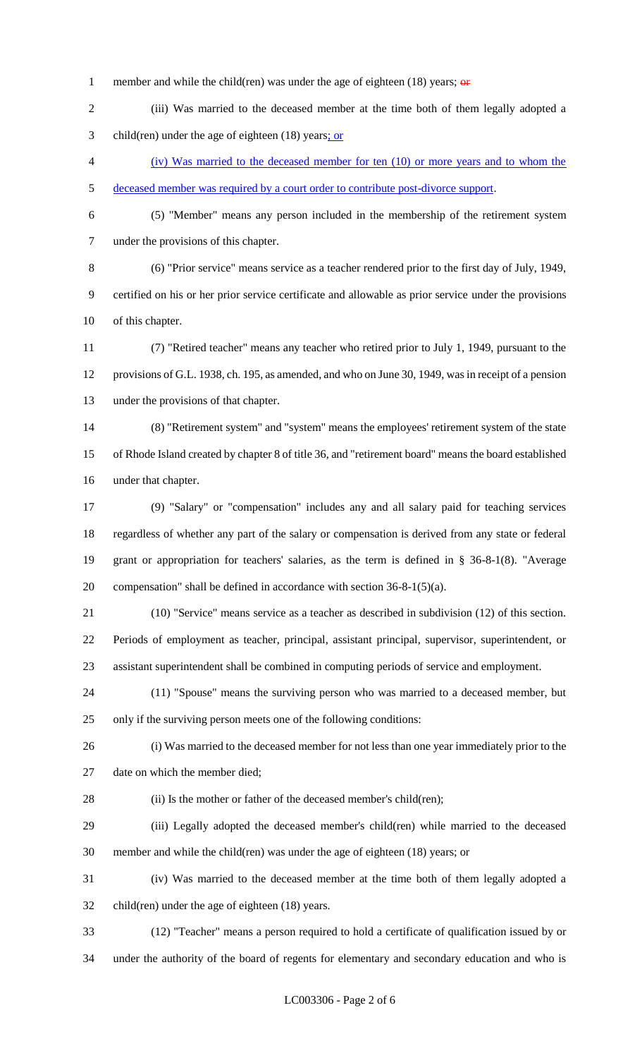member and while the child(ren) was under the age of eighteen (18) years; ~~or~~

(iii) Was married to the deceased member at the time both of them legally adopted a child(ren) under the age of eighteen (18) years; or

(iv) Was married to the deceased member for ten (10) or more years and to whom the deceased member was required by a court order to contribute post-divorce support.

(5) "Member" means any person included in the membership of the retirement system under the provisions of this chapter.

(6) "Prior service" means service as a teacher rendered prior to the first day of July, 1949, certified on his or her prior service certificate and allowable as prior service under the provisions of this chapter.

(7) "Retired teacher" means any teacher who retired prior to July 1, 1949, pursuant to the provisions of G.L. 1938, ch. 195, as amended, and who on June 30, 1949, was in receipt of a pension under the provisions of that chapter.

(8) "Retirement system" and "system" means the employees' retirement system of the state of Rhode Island created by chapter 8 of title 36, and "retirement board" means the board established under that chapter.

(9) "Salary" or "compensation" includes any and all salary paid for teaching services regardless of whether any part of the salary or compensation is derived from any state or federal grant or appropriation for teachers' salaries, as the term is defined in § 36-8-1(8). "Average compensation" shall be defined in accordance with section 36-8-1(5)(a).

(10) "Service" means service as a teacher as described in subdivision (12) of this section. Periods of employment as teacher, principal, assistant principal, supervisor, superintendent, or assistant superintendent shall be combined in computing periods of service and employment.

(11) "Spouse" means the surviving person who was married to a deceased member, but only if the surviving person meets one of the following conditions:

(i) Was married to the deceased member for not less than one year immediately prior to the date on which the member died;

(ii) Is the mother or father of the deceased member's child(ren);

(iii) Legally adopted the deceased member's child(ren) while married to the deceased member and while the child(ren) was under the age of eighteen (18) years; or

(iv) Was married to the deceased member at the time both of them legally adopted a child(ren) under the age of eighteen (18) years.

(12) "Teacher" means a person required to hold a certificate of qualification issued by or under the authority of the board of regents for elementary and secondary education and who is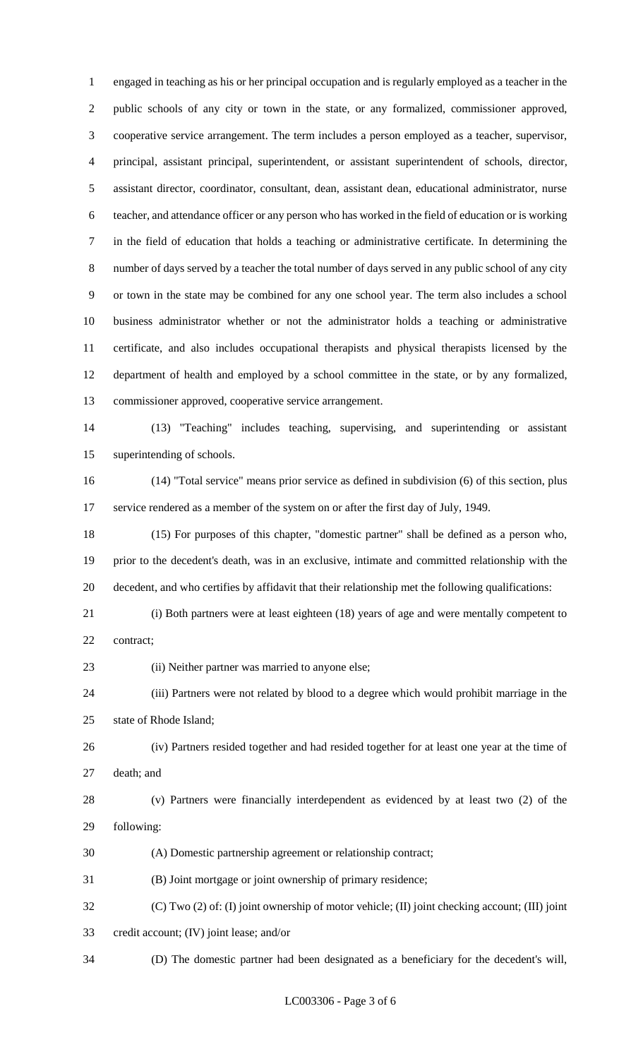engaged in teaching as his or her principal occupation and is regularly employed as a teacher in the public schools of any city or town in the state, or any formalized, commissioner approved, cooperative service arrangement. The term includes a person employed as a teacher, supervisor, principal, assistant principal, superintendent, or assistant superintendent of schools, director, assistant director, coordinator, consultant, dean, assistant dean, educational administrator, nurse teacher, and attendance officer or any person who has worked in the field of education or is working in the field of education that holds a teaching or administrative certificate. In determining the number of days served by a teacher the total number of days served in any public school of any city or town in the state may be combined for any one school year. The term also includes a school business administrator whether or not the administrator holds a teaching or administrative certificate, and also includes occupational therapists and physical therapists licensed by the department of health and employed by a school committee in the state, or by any formalized, commissioner approved, cooperative service arrangement.

(13) "Teaching" includes teaching, supervising, and superintending or assistant superintending of schools.

(14) "Total service" means prior service as defined in subdivision (6) of this section, plus service rendered as a member of the system on or after the first day of July, 1949.

(15) For purposes of this chapter, "domestic partner" shall be defined as a person who, prior to the decedent's death, was in an exclusive, intimate and committed relationship with the decedent, and who certifies by affidavit that their relationship met the following qualifications:

(i) Both partners were at least eighteen (18) years of age and were mentally competent to contract;

(ii) Neither partner was married to anyone else;

(iii) Partners were not related by blood to a degree which would prohibit marriage in the state of Rhode Island;

(iv) Partners resided together and had resided together for at least one year at the time of death; and

(v) Partners were financially interdependent as evidenced by at least two (2) of the following:

(A) Domestic partnership agreement or relationship contract;

(B) Joint mortgage or joint ownership of primary residence;

(C) Two (2) of: (I) joint ownership of motor vehicle; (II) joint checking account; (III) joint credit account; (IV) joint lease; and/or

(D) The domestic partner had been designated as a beneficiary for the decedent's will,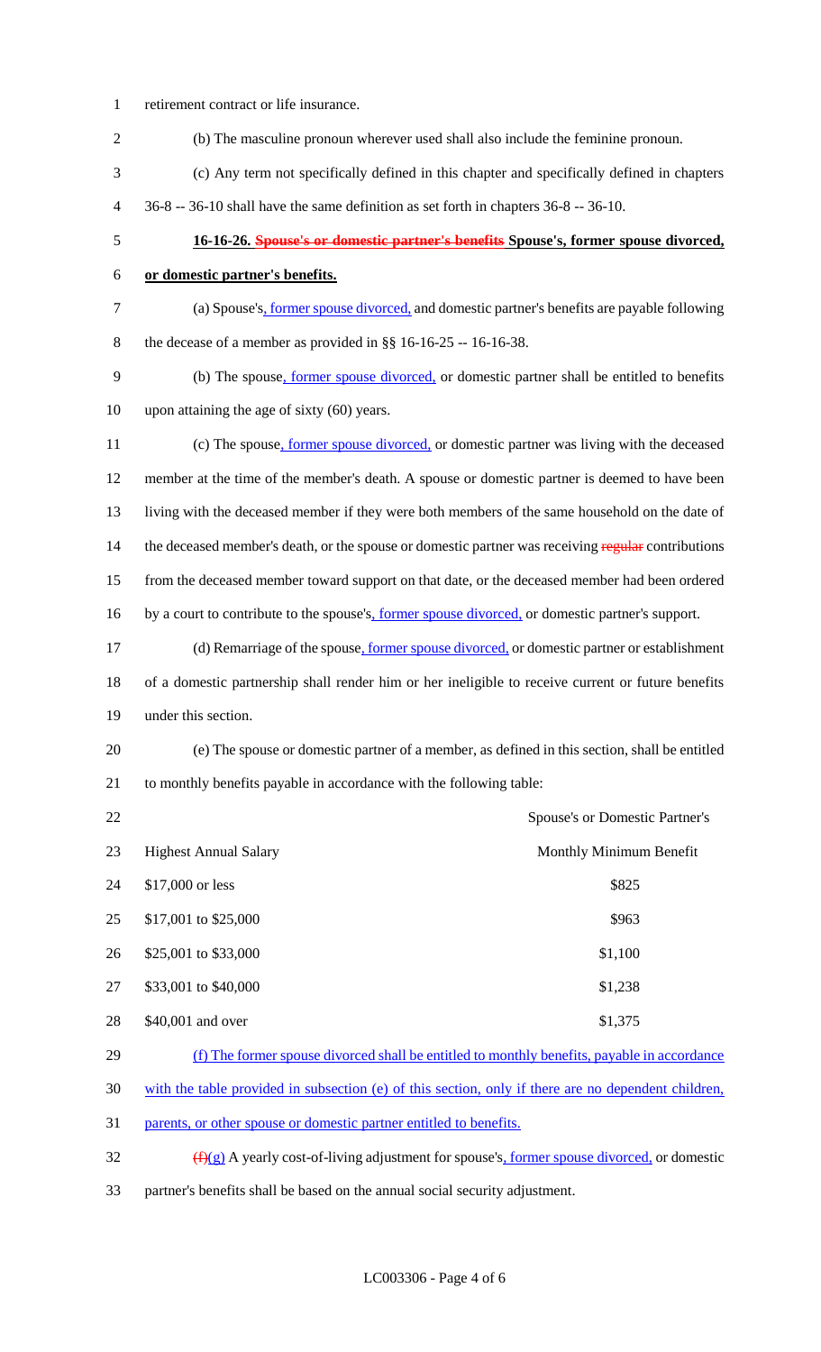retirement contract or life insurance.

(b) The masculine pronoun wherever used shall also include the feminine pronoun.

(c) Any term not specifically defined in this chapter and specifically defined in chapters 36-8 -- 36-10 shall have the same definition as set forth in chapters 36-8 -- 36-10.

**16-16-26. ~~Spouse's or domestic partner's benefits~~ Spouse's, former spouse divorced, or domestic partner's benefits.**

(a) Spouse's, former spouse divorced, and domestic partner's benefits are payable following the decease of a member as provided in §§ 16-16-25 -- 16-16-38.

(b) The spouse, former spouse divorced, or domestic partner shall be entitled to benefits upon attaining the age of sixty (60) years.

(c) The spouse, former spouse divorced, or domestic partner was living with the deceased member at the time of the member's death. A spouse or domestic partner is deemed to have been living with the deceased member if they were both members of the same household on the date of the deceased member's death, or the spouse or domestic partner was receiving ~~regular~~ contributions from the deceased member toward support on that date, or the deceased member had been ordered by a court to contribute to the spouse's, former spouse divorced, or domestic partner's support.

(d) Remarriage of the spouse, former spouse divorced, or domestic partner or establishment of a domestic partnership shall render him or her ineligible to receive current or future benefits under this section.

(e) The spouse or domestic partner of a member, as defined in this section, shall be entitled to monthly benefits payable in accordance with the following table:

| Highest Annual Salary | Spouse's or Domestic Partner's Monthly Minimum Benefit |
|---|---|
| $17,000 or less | $825 |
| $17,001 to $25,000 | $963 |
| $25,001 to $33,000 | $1,100 |
| $33,001 to $40,000 | $1,238 |
| $40,001 and over | $1,375 |

(f) The former spouse divorced shall be entitled to monthly benefits, payable in accordance with the table provided in subsection (e) of this section, only if there are no dependent children, parents, or other spouse or domestic partner entitled to benefits.

~~(f)~~(g) A yearly cost-of-living adjustment for spouse's, former spouse divorced, or domestic partner's benefits shall be based on the annual social security adjustment.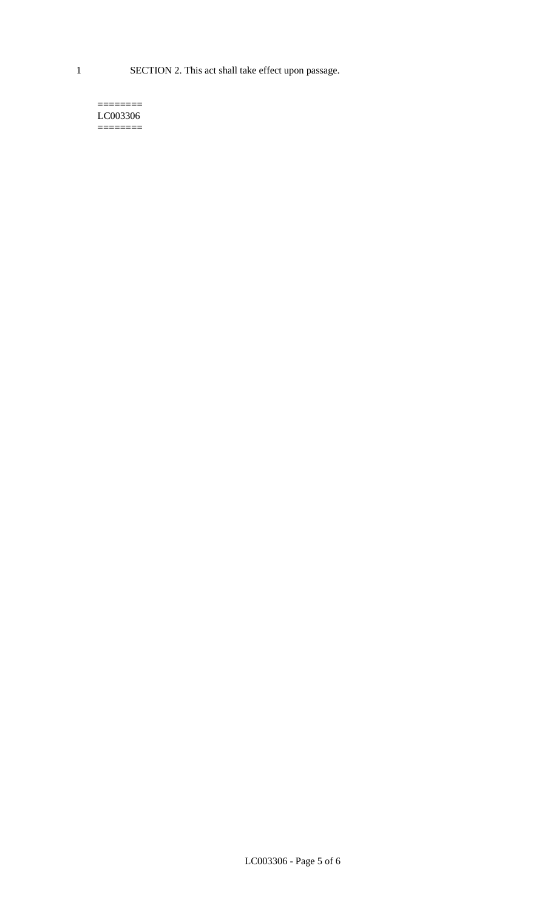1 SECTION 2. This act shall take effect upon passage.

========
LC003306
========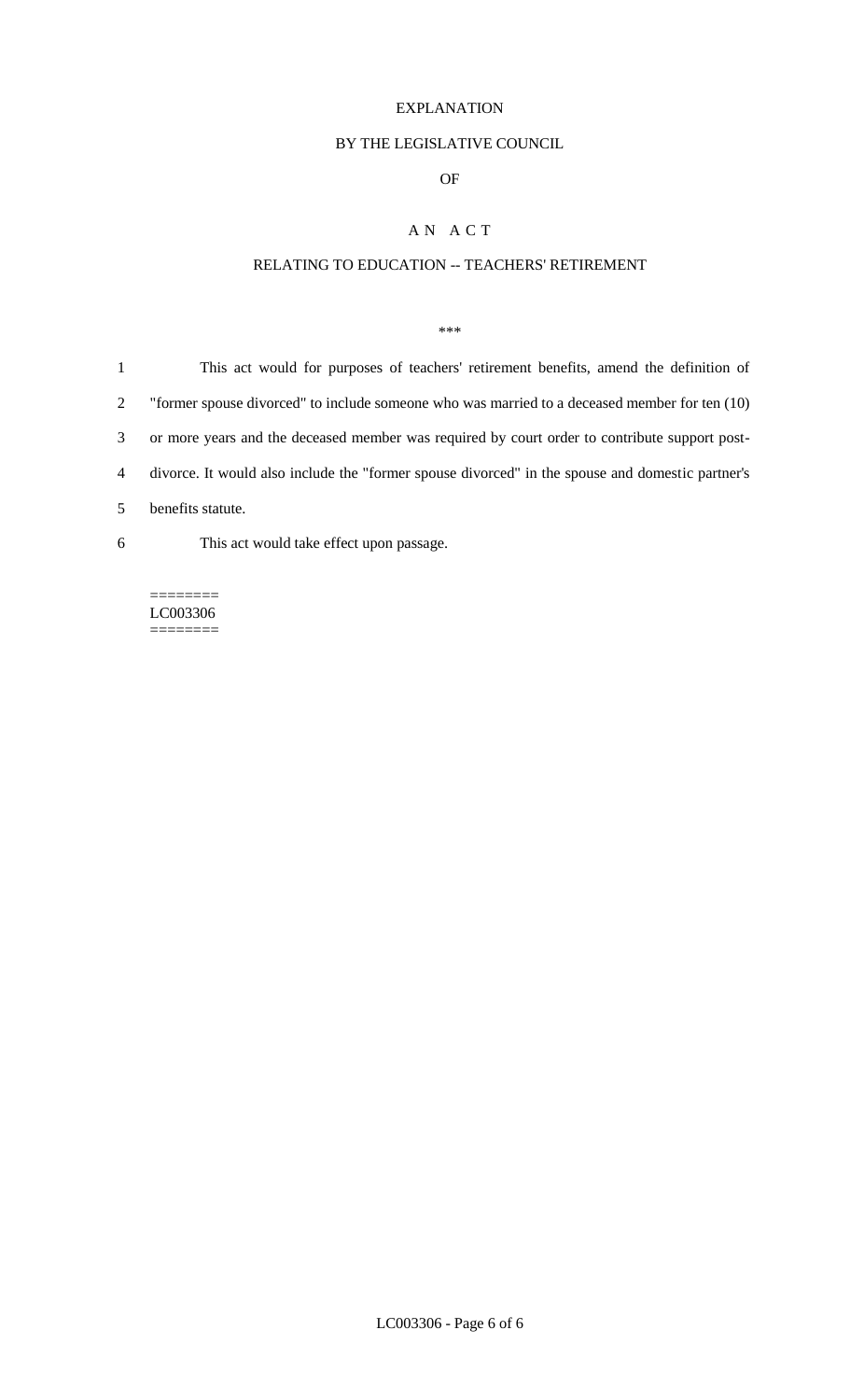EXPLANATION

BY THE LEGISLATIVE COUNCIL

OF

A N A C T

RELATING TO EDUCATION -- TEACHERS' RETIREMENT

\*\*\*

This act would for purposes of teachers' retirement benefits, amend the definition of "former spouse divorced" to include someone who was married to a deceased member for ten (10) or more years and the deceased member was required by court order to contribute support post-divorce. It would also include the "former spouse divorced" in the spouse and domestic partner's benefits statute.

This act would take effect upon passage.

========
LC003306
========